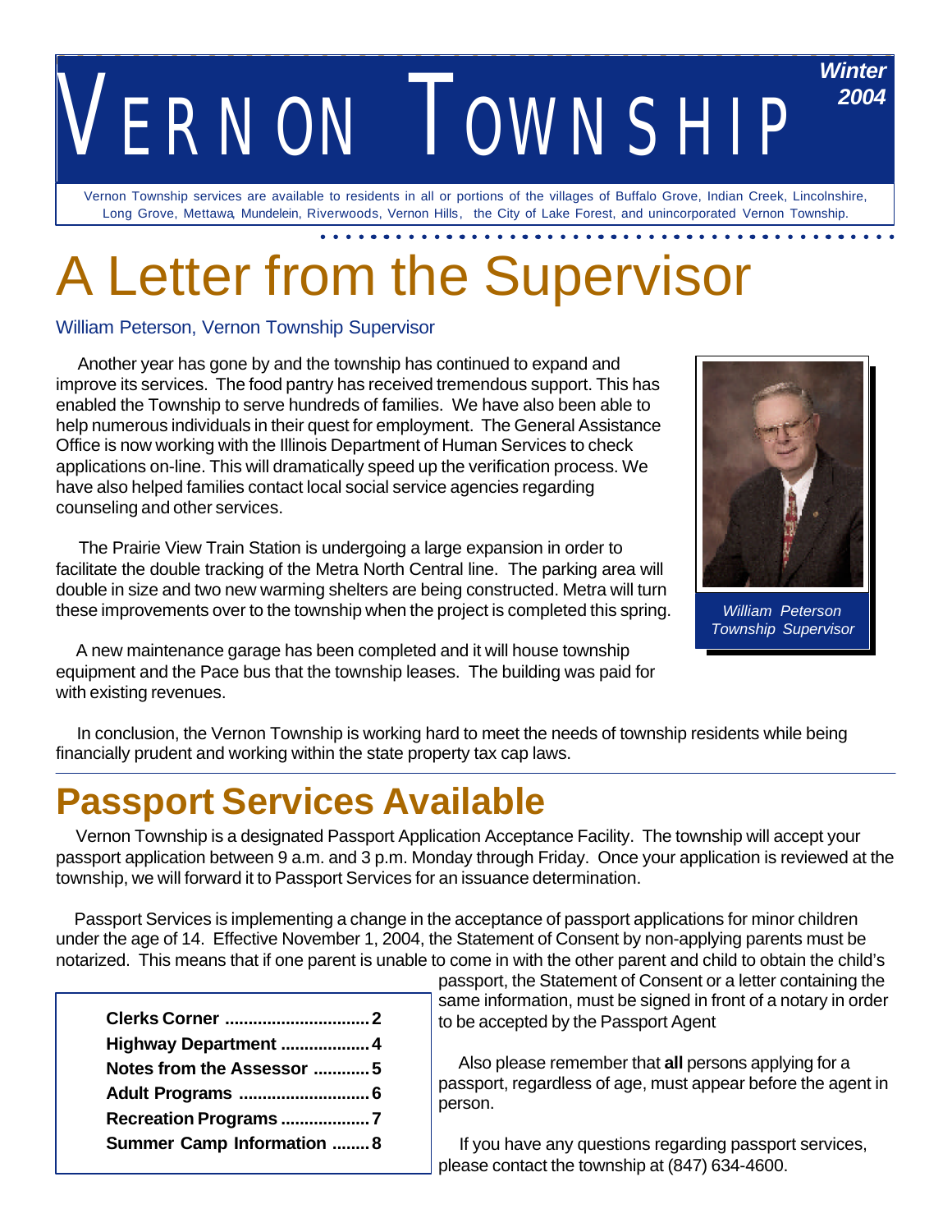# VERNON TOWNSHIP

*Winter 2004*

Vernon Township services are available to residents in all or portions of the villages of Buffalo Grove, Indian Creek, Lincolnshire, Long Grove, Mettawa, Mundelein, Riverwoods, Vernon Hills, the City of Lake Forest, and unincorporated Vernon Township.

# A Letter from the Supervisor

William Peterson, Vernon Township Supervisor

Another year has gone by and the township has continued to expand and improve its services. The food pantry has received tremendous support. This has enabled the Township to serve hundreds of families. We have also been able to help numerous individuals in their quest for employment. The General Assistance Office is now working with the Illinois Department of Human Services to check applications on-line. This will dramatically speed up the verification process. We have also helped families contact local social service agencies regarding counseling and other services.

The Prairie View Train Station is undergoing a large expansion in order to facilitate the double tracking of the Metra North Central line. The parking area will double in size and two new warming shelters are being constructed. Metra will turn these improvements over to the township when the project is completed this spring.

*William Peterson*
*Township Supervisor*

A new maintenance garage has been completed and it will house township equipment and the Pace bus that the township leases. The building was paid for with existing revenues.

In conclusion, the Vernon Township is working hard to meet the needs of township residents while being financially prudent and working within the state property tax cap laws.

## Passport Services Available

Vernon Township is a designated Passport Application Acceptance Facility. The township will accept your passport application between 9 a.m. and 3 p.m. Monday through Friday. Once your application is reviewed at the township, we will forward it to Passport Services for an issuance determination.

Passport Services is implementing a change in the acceptance of passport applications for minor children under the age of 14. Effective November 1, 2004, the Statement of Consent by non-applying parents must be notarized. This means that if one parent is unable to come in with the other parent and child to obtain the child's passport, the Statement of Consent or a letter containing the same information, must be signed in front of a notary in order to be accepted by the Passport Agent

Also please remember that **all** persons applying for a passport, regardless of age, must appear before the agent in person.

If you have any questions regarding passport services, please contact the township at (847) 634-4600.

**Clerks Corner ............................... 2**
**Highway Department ................... 4**
**Notes from the Assessor ............ 5**
**Adult Programs ........................... 6**
**Recreation Programs ................... 7**
**Summer Camp Information ........ 8**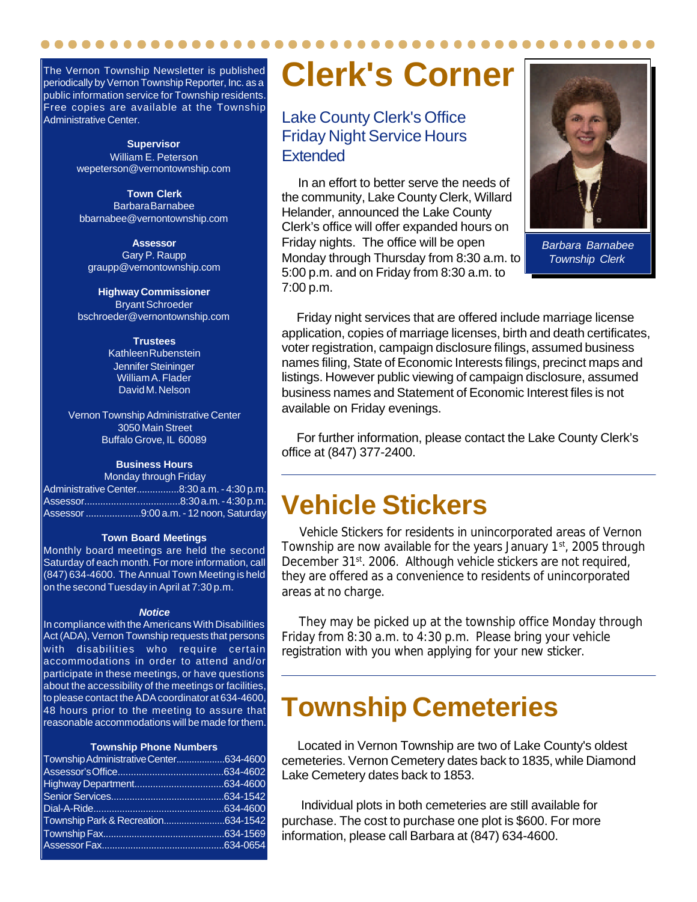The Vernon Township Newsletter is published periodically by Vernon Township Reporter, Inc. as a public information service for Township residents. Free copies are available at the Township Administrative Center.

**Supervisor**
William E. Peterson
wepeterson@vernontownship.com

**Town Clerk**
Barbara Barnabee
bbarnabee@vernontownship.com

**Assessor**
Gary P. Raupp
graupp@vernontownship.com

**Highway Commissioner**
Bryant Schroeder
bschroeder@vernontownship.com

**Trustees**
Kathleen Rubenstein
Jennifer Steininger
William A. Flader
David M. Nelson

Vernon Township Administrative Center
3050 Main Street
Buffalo Grove, IL 60089

**Business Hours**
Monday through Friday
Administrative Center................8:30 a.m. - 4:30 p.m.
Assessor....................................8:30 a.m. - 4:30 p.m.
Assessor .....................9:00 a.m. - 12 noon, Saturday

**Town Board Meetings**
Monthly board meetings are held the second Saturday of each month. For more information, call (847) 634-4600. The Annual Town Meeting is held on the second Tuesday in April at 7:30 p.m.

***Notice***
In compliance with the Americans With Disabilities Act (ADA), Vernon Township requests that persons with disabilities who require certain accommodations in order to attend and/or participate in these meetings, or have questions about the accessibility of the meetings or facilities, to please contact the ADA coordinator at 634-4600, 48 hours prior to the meeting to assure that reasonable accommodations will be made for them.

**Township Phone Numbers**
Township Administrative Center...................634-4600
Assessor's Office........................................634-4602
Highway Department.................................634-4600
Senior Services..........................................634-1542
Dial-A-Ride.................................................634-4600
Township Park & Recreation.......................634-1542
Township Fax..............................................634-1569
Assessor Fax..............................................634-0654

# Clerk's Corner

## Lake County Clerk's Office Friday Night Service Hours Extended

*Barbara Barnabee*
*Township Clerk*

In an effort to better serve the needs of the community, Lake County Clerk, Willard Helander, announced the Lake County Clerk's office will offer expanded hours on Friday nights. The office will be open Monday through Thursday from 8:30 a.m. to 5:00 p.m. and on Friday from 8:30 a.m. to 7:00 p.m.

Friday night services that are offered include marriage license application, copies of marriage licenses, birth and death certificates, voter registration, campaign disclosure filings, assumed business names filing, State of Economic Interests filings, precinct maps and listings. However public viewing of campaign disclosure, assumed business names and Statement of Economic Interest files is not available on Friday evenings.

For further information, please contact the Lake County Clerk's office at (847) 377-2400.

# Vehicle Stickers

Vehicle Stickers for residents in unincorporated areas of Vernon Township are now available for the years January 1st, 2005 through December 31st. 2006. Although vehicle stickers are not required, they are offered as a convenience to residents of unincorporated areas at no charge.

They may be picked up at the township office Monday through Friday from 8:30 a.m. to 4:30 p.m. Please bring your vehicle registration with you when applying for your new sticker.

# Township Cemeteries

Located in Vernon Township are two of Lake County's oldest cemeteries. Vernon Cemetery dates back to 1835, while Diamond Lake Cemetery dates back to 1853.

Individual plots in both cemeteries are still available for purchase. The cost to purchase one plot is $600. For more information, please call Barbara at (847) 634-4600.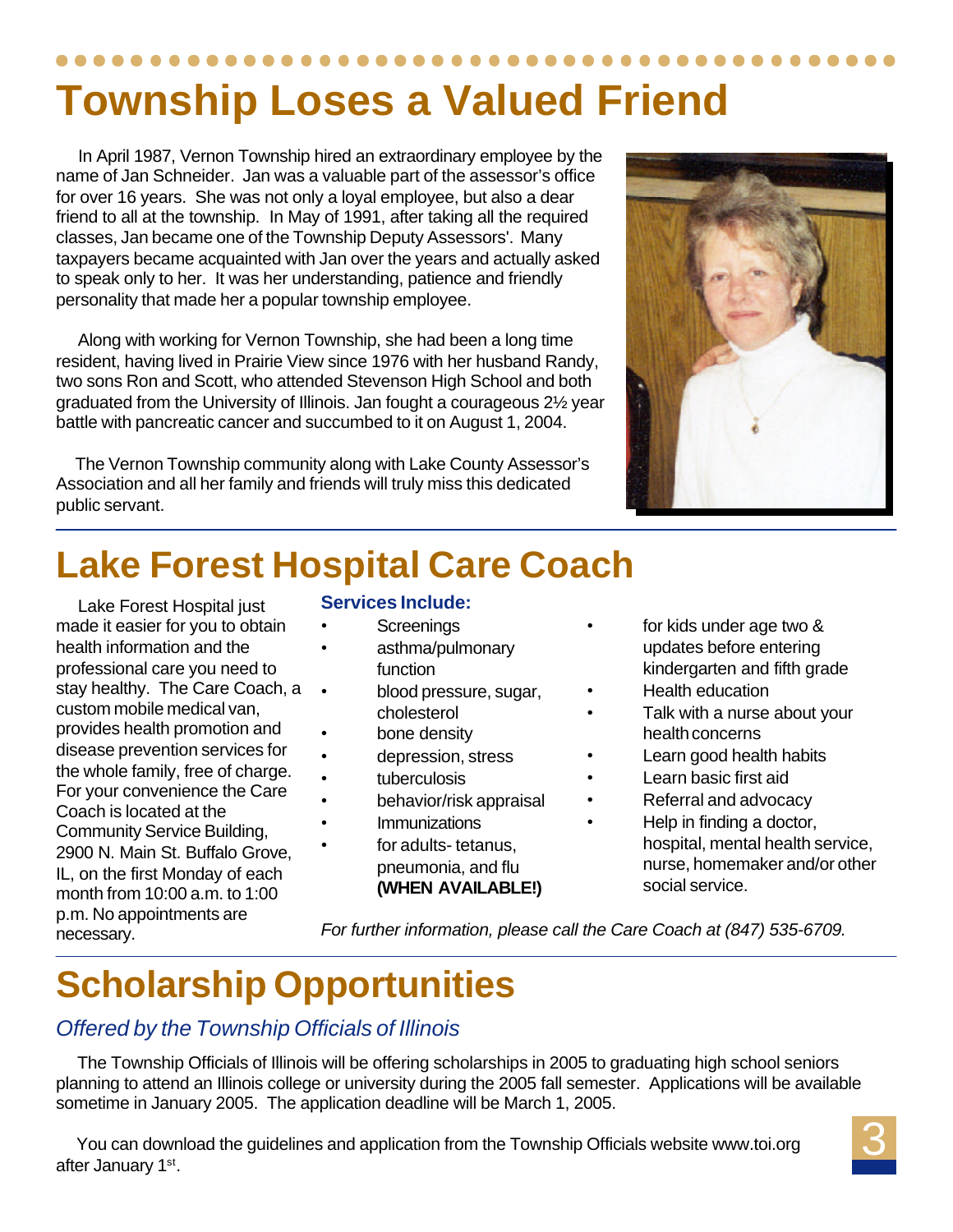# Township Loses a Valued Friend

In April 1987, Vernon Township hired an extraordinary employee by the name of Jan Schneider. Jan was a valuable part of the assessor's office for over 16 years. She was not only a loyal employee, but also a dear friend to all at the township. In May of 1991, after taking all the required classes, Jan became one of the Township Deputy Assessors'. Many taxpayers became acquainted with Jan over the years and actually asked to speak only to her. It was her understanding, patience and friendly personality that made her a popular township employee.

Along with working for Vernon Township, she had been a long time resident, having lived in Prairie View since 1976 with her husband Randy, two sons Ron and Scott, who attended Stevenson High School and both graduated from the University of Illinois. Jan fought a courageous 2½ year battle with pancreatic cancer and succumbed to it on August 1, 2004.

The Vernon Township community along with Lake County Assessor's Association and all her family and friends will truly miss this dedicated public servant.

# Lake Forest Hospital Care Coach

Lake Forest Hospital just made it easier for you to obtain health information and the professional care you need to stay healthy. The Care Coach, a custom mobile medical van, provides health promotion and disease prevention services for the whole family, free of charge. For your convenience the Care Coach is located at the Community Service Building, 2900 N. Main St. Buffalo Grove, IL, on the first Monday of each month from 10:00 a.m. to 1:00 p.m. No appointments are necessary.

**Services Include:**

- Screenings
- asthma/pulmonary function
- blood pressure, sugar, cholesterol
- bone density
- depression, stress
- tuberculosis
- behavior/risk appraisal
- Immunizations
- for adults- tetanus, pneumonia, and flu **(WHEN AVAILABLE!)**
- for kids under age two & updates before entering kindergarten and fifth grade
- Health education
- Talk with a nurse about your health concerns
- Learn good health habits
- Learn basic first aid
- Referral and advocacy
- Help in finding a doctor, hospital, mental health service, nurse, homemaker and/or other social service.

*For further information, please call the Care Coach at (847) 535-6709.*

# Scholarship Opportunities

*Offered by the Township Officials of Illinois*

The Township Officials of Illinois will be offering scholarships in 2005 to graduating high school seniors planning to attend an Illinois college or university during the 2005 fall semester. Applications will be available sometime in January 2005. The application deadline will be March 1, 2005.

You can download the guidelines and application from the Township Officials website www.toi.org after January 1st.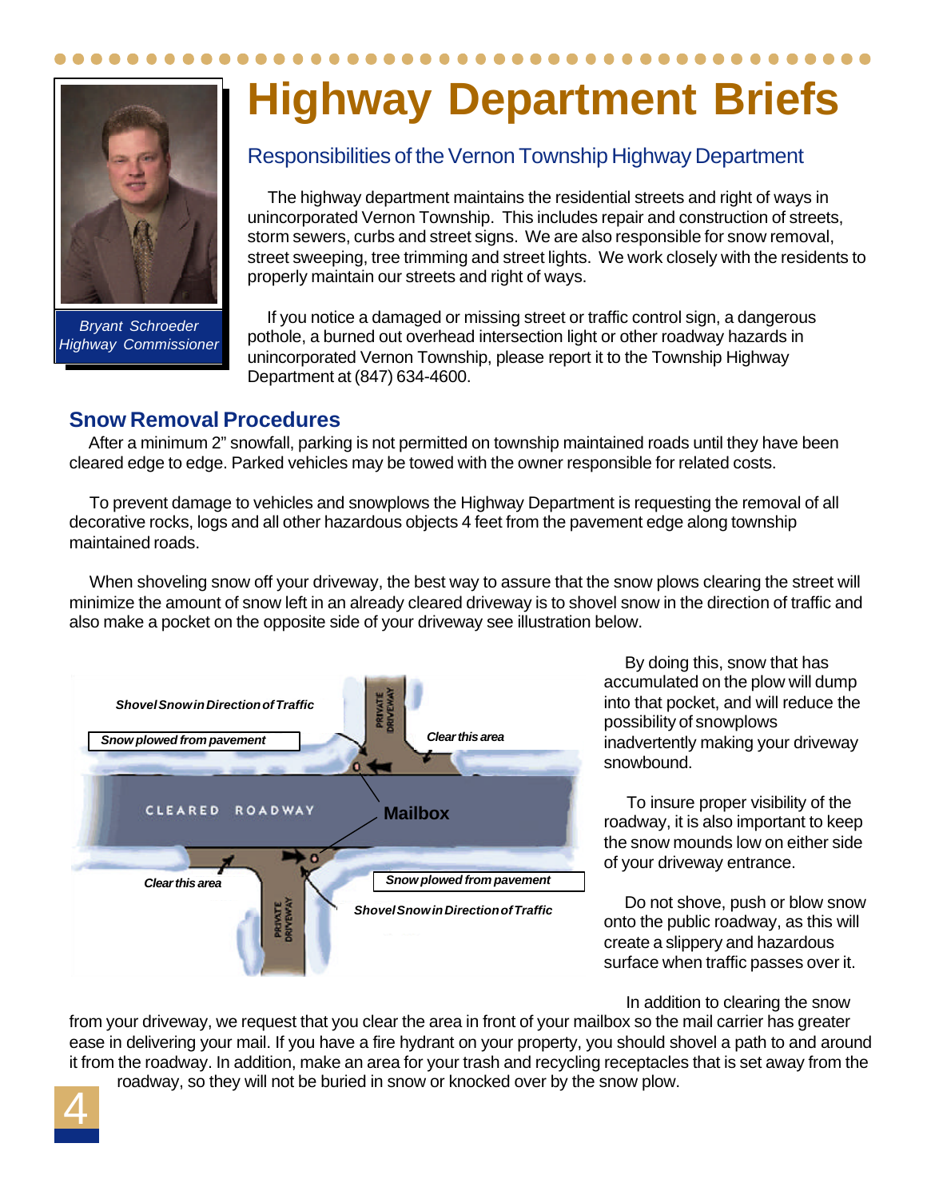# Highway Department Briefs

Bryant Schroeder
Highway Commissioner

## Responsibilities of the Vernon Township Highway Department

The highway department maintains the residential streets and right of ways in unincorporated Vernon Township. This includes repair and construction of streets, storm sewers, curbs and street signs. We are also responsible for snow removal, street sweeping, tree trimming and street lights. We work closely with the residents to properly maintain our streets and right of ways.

If you notice a damaged or missing street or traffic control sign, a dangerous pothole, a burned out overhead intersection light or other roadway hazards in unincorporated Vernon Township, please report it to the Township Highway Department at (847) 634-4600.

## Snow Removal Procedures

After a minimum 2" snowfall, parking is not permitted on township maintained roads until they have been cleared edge to edge. Parked vehicles may be towed with the owner responsible for related costs.

To prevent damage to vehicles and snowplows the Highway Department is requesting the removal of all decorative rocks, logs and all other hazardous objects 4 feet from the pavement edge along township maintained roads.

When shoveling snow off your driveway, the best way to assure that the snow plows clearing the street will minimize the amount of snow left in an already cleared driveway is to shovel snow in the direction of traffic and also make a pocket on the opposite side of your driveway see illustration below.

*Shovel Snow in Direction of Traffic* — *Snow plowed from pavement* — PRIVATE DRIVEWAY — *Clear this area* — CLEARED ROADWAY — **Mailbox** — *Clear this area* — PRIVATE DRIVEWAY — *Snow plowed from pavement* — *Shovel Snow in Direction of Traffic*

By doing this, snow that has accumulated on the plow will dump into that pocket, and will reduce the possibility of snowplows inadvertently making your driveway snowbound.

To insure proper visibility of the roadway, it is also important to keep the snow mounds low on either side of your driveway entrance.

Do not shove, push or blow snow onto the public roadway, as this will create a slippery and hazardous surface when traffic passes over it.

In addition to clearing the snow from your driveway, we request that you clear the area in front of your mailbox so the mail carrier has greater ease in delivering your mail. If you have a fire hydrant on your property, you should shovel a path to and around it from the roadway. In addition, make an area for your trash and recycling receptacles that is set away from the roadway, so they will not be buried in snow or knocked over by the snow plow.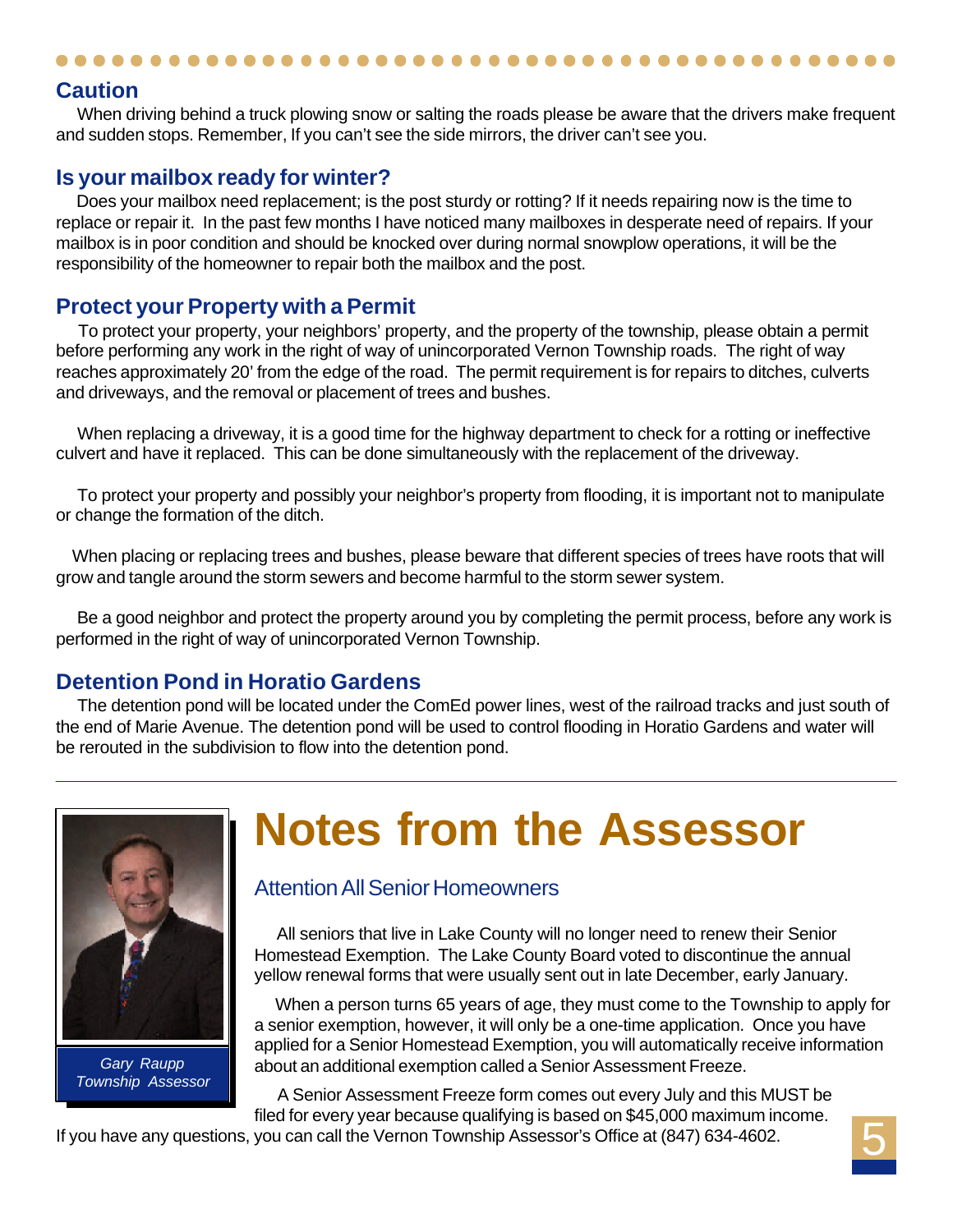## Caution

When driving behind a truck plowing snow or salting the roads please be aware that the drivers make frequent and sudden stops. Remember, If you can't see the side mirrors, the driver can't see you.

## Is your mailbox ready for winter?

Does your mailbox need replacement; is the post sturdy or rotting? If it needs repairing now is the time to replace or repair it. In the past few months I have noticed many mailboxes in desperate need of repairs. If your mailbox is in poor condition and should be knocked over during normal snowplow operations, it will be the responsibility of the homeowner to repair both the mailbox and the post.

## Protect your Property with a Permit

To protect your property, your neighbors' property, and the property of the township, please obtain a permit before performing any work in the right of way of unincorporated Vernon Township roads. The right of way reaches approximately 20' from the edge of the road. The permit requirement is for repairs to ditches, culverts and driveways, and the removal or placement of trees and bushes.

When replacing a driveway, it is a good time for the highway department to check for a rotting or ineffective culvert and have it replaced. This can be done simultaneously with the replacement of the driveway.

To protect your property and possibly your neighbor's property from flooding, it is important not to manipulate or change the formation of the ditch.

When placing or replacing trees and bushes, please beware that different species of trees have roots that will grow and tangle around the storm sewers and become harmful to the storm sewer system.

Be a good neighbor and protect the property around you by completing the permit process, before any work is performed in the right of way of unincorporated Vernon Township.

## Detention Pond in Horatio Gardens

The detention pond will be located under the ComEd power lines, west of the railroad tracks and just south of the end of Marie Avenue. The detention pond will be used to control flooding in Horatio Gardens and water will be rerouted in the subdivision to flow into the detention pond.

---

# Notes from the Assessor

*Gary Raupp*
*Township Assessor*

### Attention All Senior Homeowners

All seniors that live in Lake County will no longer need to renew their Senior Homestead Exemption. The Lake County Board voted to discontinue the annual yellow renewal forms that were usually sent out in late December, early January.

When a person turns 65 years of age, they must come to the Township to apply for a senior exemption, however, it will only be a one-time application. Once you have applied for a Senior Homestead Exemption, you will automatically receive information about an additional exemption called a Senior Assessment Freeze.

A Senior Assessment Freeze form comes out every July and this MUST be filed for every year because qualifying is based on $45,000 maximum income. If you have any questions, you can call the Vernon Township Assessor's Office at (847) 634-4602.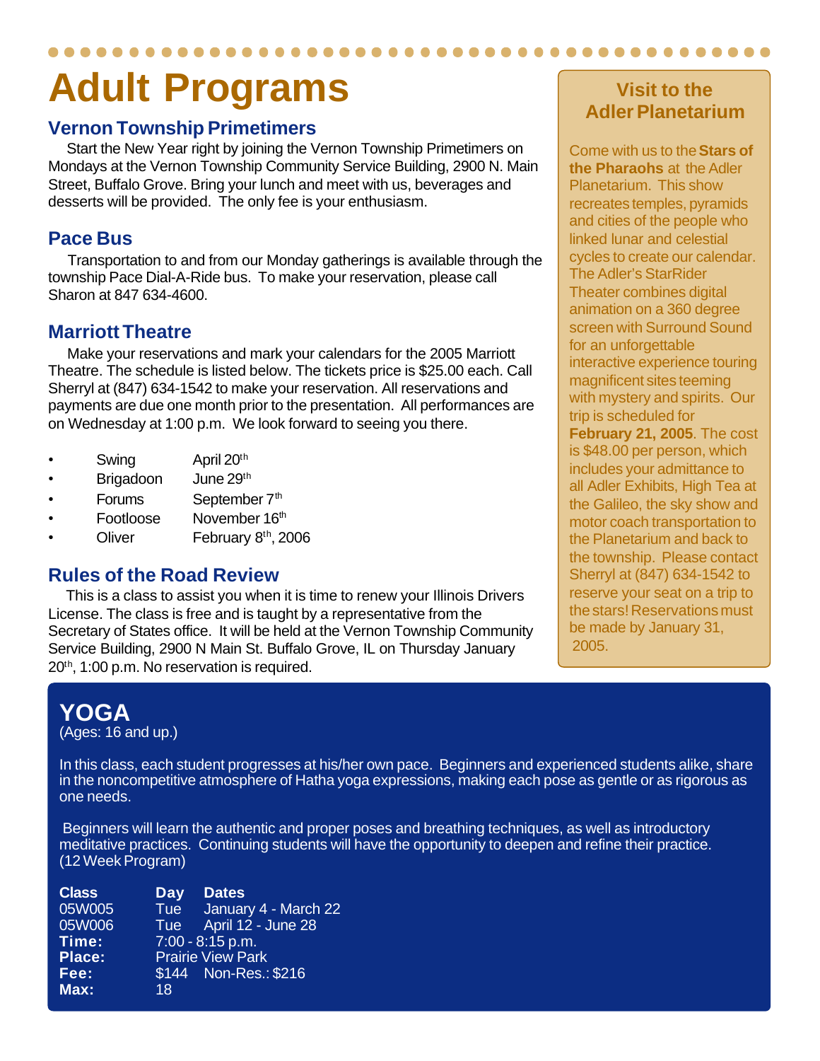# Adult Programs

## Vernon Township Primetimers

Start the New Year right by joining the Vernon Township Primetimers on Mondays at the Vernon Township Community Service Building, 2900 N. Main Street, Buffalo Grove. Bring your lunch and meet with us, beverages and desserts will be provided. The only fee is your enthusiasm.

## Pace Bus

Transportation to and from our Monday gatherings is available through the township Pace Dial-A-Ride bus. To make your reservation, please call Sharon at 847 634-4600.

## Marriott Theatre

Make your reservations and mark your calendars for the 2005 Marriott Theatre. The schedule is listed below. The tickets price is $25.00 each. Call Sherryl at (847) 634-1542 to make your reservation. All reservations and payments are due one month prior to the presentation. All performances are on Wednesday at 1:00 p.m. We look forward to seeing you there.

- Swing — April 20th
- Brigadoon — June 29th
- Forums — September 7th
- Footloose — November 16th
- Oliver — February 8th, 2006

## Rules of the Road Review

This is a class to assist you when it is time to renew your Illinois Drivers License. The class is free and is taught by a representative from the Secretary of States office. It will be held at the Vernon Township Community Service Building, 2900 N Main St. Buffalo Grove, IL on Thursday January 20th, 1:00 p.m. No reservation is required.

## Visit to the Adler Planetarium

Come with us to the **Stars of the Pharaohs** at the Adler Planetarium. This show recreates temples, pyramids and cities of the people who linked lunar and celestial cycles to create our calendar. The Adler's StarRider Theater combines digital animation on a 360 degree screen with Surround Sound for an unforgettable interactive experience touring magnificent sites teeming with mystery and spirits. Our trip is scheduled for **February 21, 2005**. The cost is $48.00 per person, which includes your admittance to all Adler Exhibits, High Tea at the Galileo, the sky show and motor coach transportation to the Planetarium and back to the township. Please contact Sherryl at (847) 634-1542 to reserve your seat on a trip to the stars! Reservations must be made by January 31, 2005.

## YOGA

(Ages: 16 and up.)

In this class, each student progresses at his/her own pace. Beginners and experienced students alike, share in the noncompetitive atmosphere of Hatha yoga expressions, making each pose as gentle or as rigorous as one needs.

Beginners will learn the authentic and proper poses and breathing techniques, as well as introductory meditative practices. Continuing students will have the opportunity to deepen and refine their practice. (12 Week Program)

| Class | Day | Dates |
|---|---|---|
| 05W005 | Tue | January 4 - March 22 |
| 05W006 | Tue | April 12 - June 28 |

**Time:** 7:00 - 8:15 p.m.
**Place:** Prairie View Park
**Fee:** $144 Non-Res.: $216
**Max:** 18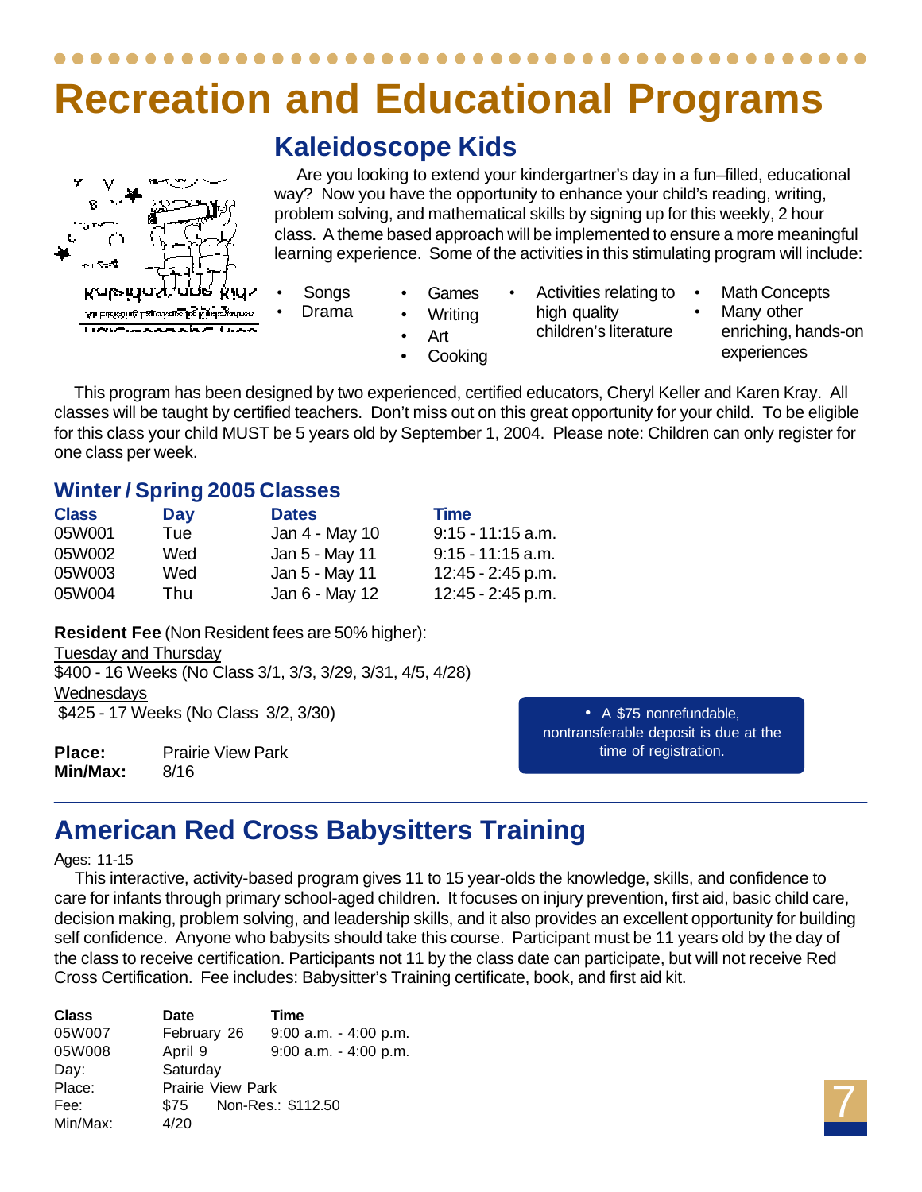# Recreation and Educational Programs

## Kaleidoscope Kids

Are you looking to extend your kindergartner's day in a fun–filled, educational way? Now you have the opportunity to enhance your child's reading, writing, problem solving, and mathematical skills by signing up for this weekly, 2 hour class. A theme based approach will be implemented to ensure a more meaningful learning experience. Some of the activities in this stimulating program will include:

- Songs
- Drama
- Games
- Writing
- Art
- Cooking
- Activities relating to high quality children's literature
- Math Concepts
- Many other enriching, hands-on experiences

This program has been designed by two experienced, certified educators, Cheryl Keller and Karen Kray. All classes will be taught by certified teachers. Don't miss out on this great opportunity for your child. To be eligible for this class your child MUST be 5 years old by September 1, 2004. Please note: Children can only register for one class per week.

### Winter / Spring 2005 Classes

| Class | Day | Dates | Time |
|---|---|---|---|
| 05W001 | Tue | Jan 4 - May 10 | 9:15 - 11:15 a.m. |
| 05W002 | Wed | Jan 5 - May 11 | 9:15 - 11:15 a.m. |
| 05W003 | Wed | Jan 5 - May 11 | 12:45 - 2:45 p.m. |
| 05W004 | Thu | Jan 6 - May 12 | 12:45 - 2:45 p.m. |

**Resident Fee** (Non Resident fees are 50% higher):
Tuesday and Thursday
$400 - 16 Weeks (No Class 3/1, 3/3, 3/29, 3/31, 4/5, 4/28)
Wednesdays
$425 - 17 Weeks (No Class 3/2, 3/30)

**Place:** Prairie View Park
**Min/Max:** 8/16

- A $75 nonrefundable, nontransferable deposit is due at the time of registration.

## American Red Cross Babysitters Training

Ages: 11-15

This interactive, activity-based program gives 11 to 15 year-olds the knowledge, skills, and confidence to care for infants through primary school-aged children. It focuses on injury prevention, first aid, basic child care, decision making, problem solving, and leadership skills, and it also provides an excellent opportunity for building self confidence. Anyone who babysits should take this course. Participant must be 11 years old by the day of the class to receive certification. Participants not 11 by the class date can participate, but will not receive Red Cross Certification. Fee includes: Babysitter's Training certificate, book, and first aid kit.

| Class | Date | Time |
|---|---|---|
| 05W007 | February 26 | 9:00 a.m. - 4:00 p.m. |
| 05W008 | April 9 | 9:00 a.m. - 4:00 p.m. |

Day: Saturday
Place: Prairie View Park
Fee: $75 Non-Res.: $112.50
Min/Max: 4/20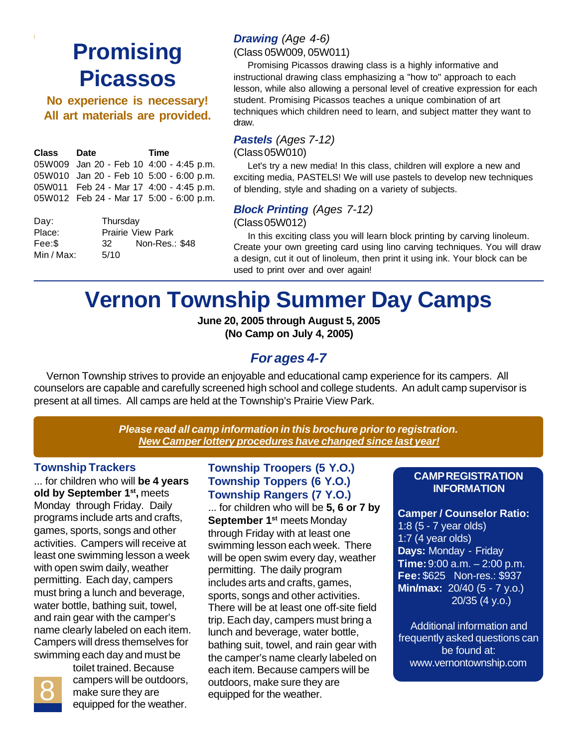# Promising Picassos

**No experience is necessary! All art materials are provided.**

| Class | Date | Time |
|---|---|---|
| 05W009 | Jan 20 - Feb 10 | 4:00 - 4:45 p.m. |
| 05W010 | Jan 20 - Feb 10 | 5:00 - 6:00 p.m. |
| 05W011 | Feb 24 - Mar 17 | 4:00 - 4:45 p.m. |
| 05W012 | Feb 24 - Mar 17 | 5:00 - 6:00 p.m. |

Day: Thursday
Place: Prairie View Park
Fee:$ 32 Non-Res.: $48
Min / Max: 5/10

### *Drawing* *(Age 4-6)*

(Class 05W009, 05W011)

Promising Picassos drawing class is a highly informative and instructional drawing class emphasizing a "how to" approach to each lesson, while also allowing a personal level of creative expression for each student. Promising Picassos teaches a unique combination of art techniques which children need to learn, and subject matter they want to draw.

### *Pastels* *(Ages 7-12)*

(Class 05W010)

Let's try a new media! In this class, children will explore a new and exciting media, PASTELS! We will use pastels to develop new techniques of blending, style and shading on a variety of subjects.

### *Block Printing* *(Ages 7-12)*

(Class 05W012)

In this exciting class you will learn block printing by carving linoleum. Create your own greeting card using lino carving techniques. You will draw a design, cut it out of linoleum, then print it using ink. Your block can be used to print over and over again!

# Vernon Township Summer Day Camps

**June 20, 2005 through August 5, 2005**
**(No Camp on July 4, 2005)**

## *For ages 4-7*

Vernon Township strives to provide an enjoyable and educational camp experience for its campers. All counselors are capable and carefully screened high school and college students. An adult camp supervisor is present at all times. All camps are held at the Township's Prairie View Park.

***Please read all camp information in this brochure prior to registration.***
***New Camper lottery procedures have changed since last year!***

### Township Trackers

... for children who will **be 4 years old by September 1st,** meets Monday through Friday. Daily programs include arts and crafts, games, sports, songs and other activities. Campers will receive at least one swimming lesson a week with open swim daily, weather permitting. Each day, campers must bring a lunch and beverage, water bottle, bathing suit, towel, and rain gear with the camper's name clearly labeled on each item. Campers will dress themselves for swimming each day and must be toilet trained. Because campers will be outdoors, make sure they are equipped for the weather.

### Township Troopers (5 Y.O.)
### Township Toppers (6 Y.O.)
### Township Rangers (7 Y.O.)

... for children who will be **5, 6 or 7 by September 1st** meets Monday through Friday with at least one swimming lesson each week. There will be open swim every day, weather permitting. The daily program includes arts and crafts, games, sports, songs and other activities. There will be at least one off-site field trip. Each day, campers must bring a lunch and beverage, water bottle, bathing suit, towel, and rain gear with the camper's name clearly labeled on each item. Because campers will be outdoors, make sure they are equipped for the weather.

### CAMP REGISTRATION INFORMATION

**Camper / Counselor Ratio:**
1:8 (5 - 7 year olds)
1:7 (4 year olds)
**Days:** Monday - Friday
**Time:** 9:00 a.m. – 2:00 p.m.
**Fee:** $625 Non-res.: $937
**Min/max:** 20/40 (5 - 7 y.o.)
20/35 (4 y.o.)

Additional information and frequently asked questions can be found at: www.vernontownship.com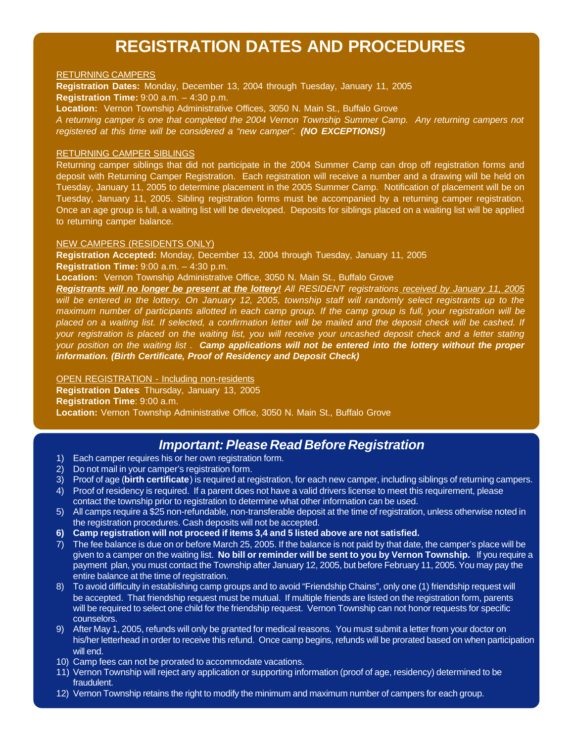# REGISTRATION DATES AND PROCEDURES

<u>RETURNING CAMPERS</u>

**Registration Dates:** Monday, December 13, 2004 through Tuesday, January 11, 2005

**Registration Time:** 9:00 a.m. – 4:30 p.m.

**Location:** Vernon Township Administrative Offices, 3050 N. Main St., Buffalo Grove

*A returning camper is one that completed the 2004 Vernon Township Summer Camp. Any returning campers not registered at this time will be considered a "new camper".* ***(NO EXCEPTIONS!)***

<u>RETURNING CAMPER SIBLINGS</u>

Returning camper siblings that did not participate in the 2004 Summer Camp can drop off registration forms and deposit with Returning Camper Registration. Each registration will receive a number and a drawing will be held on Tuesday, January 11, 2005 to determine placement in the 2005 Summer Camp. Notification of placement will be on Tuesday, January 11, 2005. Sibling registration forms must be accompanied by a returning camper registration. Once an age group is full, a waiting list will be developed. Deposits for siblings placed on a waiting list will be applied to returning camper balance.

<u>NEW CAMPERS (RESIDENTS ONLY)</u>

**Registration Accepted:** Monday, December 13, 2004 through Tuesday, January 11, 2005

**Registration Time:** 9:00 a.m. – 4:30 p.m.

**Location:** Vernon Township Administrative Office, 3050 N. Main St., Buffalo Grove

***<u>Registrants will no longer be present at the lottery!</u>*** *All RESIDENT registrations <u>received by January 11, 2005</u> will be entered in the lottery. On January 12, 2005, township staff will randomly select registrants up to the maximum number of participants allotted in each camp group. If the camp group is full, your registration will be placed on a waiting list. If selected, a confirmation letter will be mailed and the deposit check will be cashed. If your registration is placed on the waiting list, you will receive your uncashed deposit check and a letter stating your position on the waiting list .* ***Camp applications will not be entered into the lottery without the proper information. (Birth Certificate, Proof of Residency and Deposit Check)***

<u>OPEN REGISTRATION - Including non-residents</u>

**Registration Dates**: Thursday, January 13, 2005

**Registration Time**: 9:00 a.m.

**Location:** Vernon Township Administrative Office, 3050 N. Main St., Buffalo Grove

## *Important: Please Read Before Registration*

1) Each camper requires his or her own registration form.
2) Do not mail in your camper's registration form.
3) Proof of age (**birth certificate**) is required at registration, for each new camper, including siblings of returning campers.
4) Proof of residency is required. If a parent does not have a valid drivers license to meet this requirement, please contact the township prior to registration to determine what other information can be used.
5) All camps require a $25 non-refundable, non-transferable deposit at the time of registration, unless otherwise noted in the registration procedures. Cash deposits will not be accepted.
6) **Camp registration will not proceed if items 3,4 and 5 listed above are not satisfied.**
7) The fee balance is due on or before March 25, 2005. If the balance is not paid by that date, the camper's place will be given to a camper on the waiting list. **No bill or reminder will be sent to you by Vernon Township.** If you require a payment plan, you must contact the Township after January 12, 2005, but before February 11, 2005. You may pay the entire balance at the time of registration.
8) To avoid difficulty in establishing camp groups and to avoid "Friendship Chains", only one (1) friendship request will be accepted. That friendship request must be mutual. If multiple friends are listed on the registration form, parents will be required to select one child for the friendship request. Vernon Township can not honor requests for specific counselors.
9) After May 1, 2005, refunds will only be granted for medical reasons. You must submit a letter from your doctor on his/her letterhead in order to receive this refund. Once camp begins, refunds will be prorated based on when participation will end.
10) Camp fees can not be prorated to accommodate vacations.
11) Vernon Township will reject any application or supporting information (proof of age, residency) determined to be fraudulent.
12) Vernon Township retains the right to modify the minimum and maximum number of campers for each group.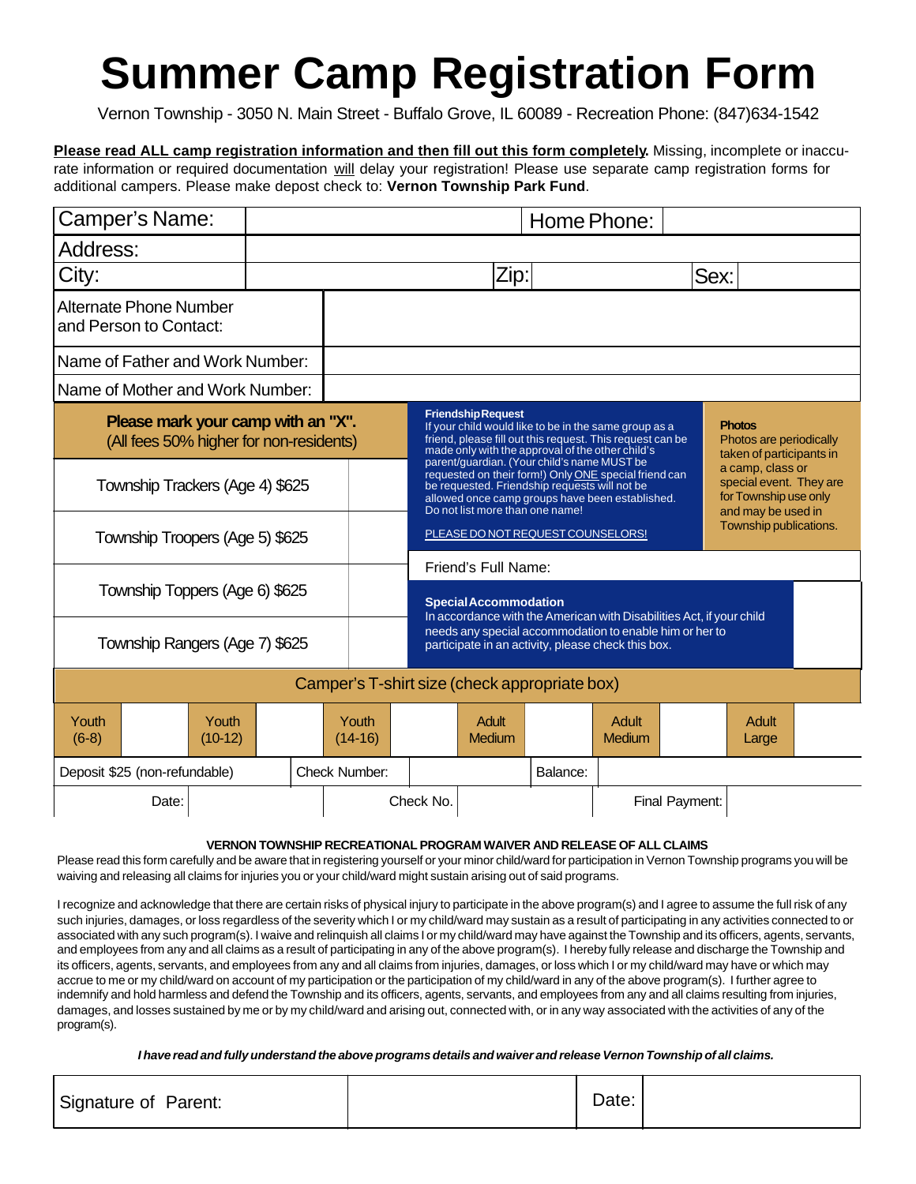# Summer Camp Registration Form

Vernon Township - 3050 N. Main Street - Buffalo Grove, IL 60089 - Recreation Phone: (847)634-1542

**Please read ALL camp registration information and then fill out this form completely.** Missing, incomplete or inaccurate information or required documentation will delay your registration! Please use separate camp registration forms for additional campers. Please make depost check to: **Vernon Township Park Fund**.

| Camper's Name: | | Home Phone: | |
|---|---|---|---|
| Address: | | | |
| City: | | Zip: | Sex: |
| Alternate Phone Number and Person to Contact: | | | |
| Name of Father and Work Number: | | | |
| Name of Mother and Work Number: | | | |

| **Please mark your camp with an "X".** (All fees 50% higher for non-residents) | |
|---|---|
| Township Trackers (Age 4) $625 | |
| Township Troopers (Age 5) $625 | |
| Township Toppers (Age 6) $625 | |
| Township Rangers (Age 7) $625 | |

**Friendship Request**
If your child would like to be in the same group as a friend, please fill out this request. This request can be made only with the approval of the other child's parent/guardian. (Your child's name MUST be requested on their form!) Only ONE special friend can be requested. Friendship requests will not be allowed once camp groups have been established. Do not list more than one name!

PLEASE DO NOT REQUEST COUNSELORS!

**Photos**
Photos are periodically taken of participants in a camp, class or special event. They are for Township use only and may be used in Township publications.

Friend's Full Name:

**Special Accommodation**
In accordance with the American with Disabilities Act, if your child needs any special accommodation to enable him or her to participate in an activity, please check this box. ☐

Camper's T-shirt size (check appropriate box)

| Youth (6-8) | | Youth (10-12) | | Youth (14-16) | | Adult Medium | | Adult Medium | | Adult Large | |
|---|---|---|---|---|---|---|---|---|---|---|---|

| Deposit $25 (non-refundable) | Check Number: | | Balance: | |
|---|---|---|---|---|
| Date: | | Check No. | | Final Payment: |

**VERNON TOWNSHIP RECREATIONAL PROGRAM WAIVER AND RELEASE OF ALL CLAIMS**

Please read this form carefully and be aware that in registering yourself or your minor child/ward for participation in Vernon Township programs you will be waiving and releasing all claims for injuries you or your child/ward might sustain arising out of said programs.

I recognize and acknowledge that there are certain risks of physical injury to participate in the above program(s) and I agree to assume the full risk of any such injuries, damages, or loss regardless of the severity which I or my child/ward may sustain as a result of participating in any activities connected to or associated with any such program(s). I waive and relinquish all claims I or my child/ward may have against the Township and its officers, agents, servants, and employees from any and all claims as a result of participating in any of the above program(s). I hereby fully release and discharge the Township and its officers, agents, servants, and employees from any and all claims from injuries, damages, or loss which I or my child/ward may have or which may accrue to me or my child/ward on account of my participation or the participation of my child/ward in any of the above program(s). I further agree to indemnify and hold harmless and defend the Township and its officers, agents, servants, and employees from any and all claims resulting from injuries, damages, and losses sustained by me or by my child/ward and arising out, connected with, or in any way associated with the activities of any of the program(s).

***I have read and fully understand the above programs details and waiver and release Vernon Township of all claims.***

| Signature of Parent: | | Date: | |
|---|---|---|---|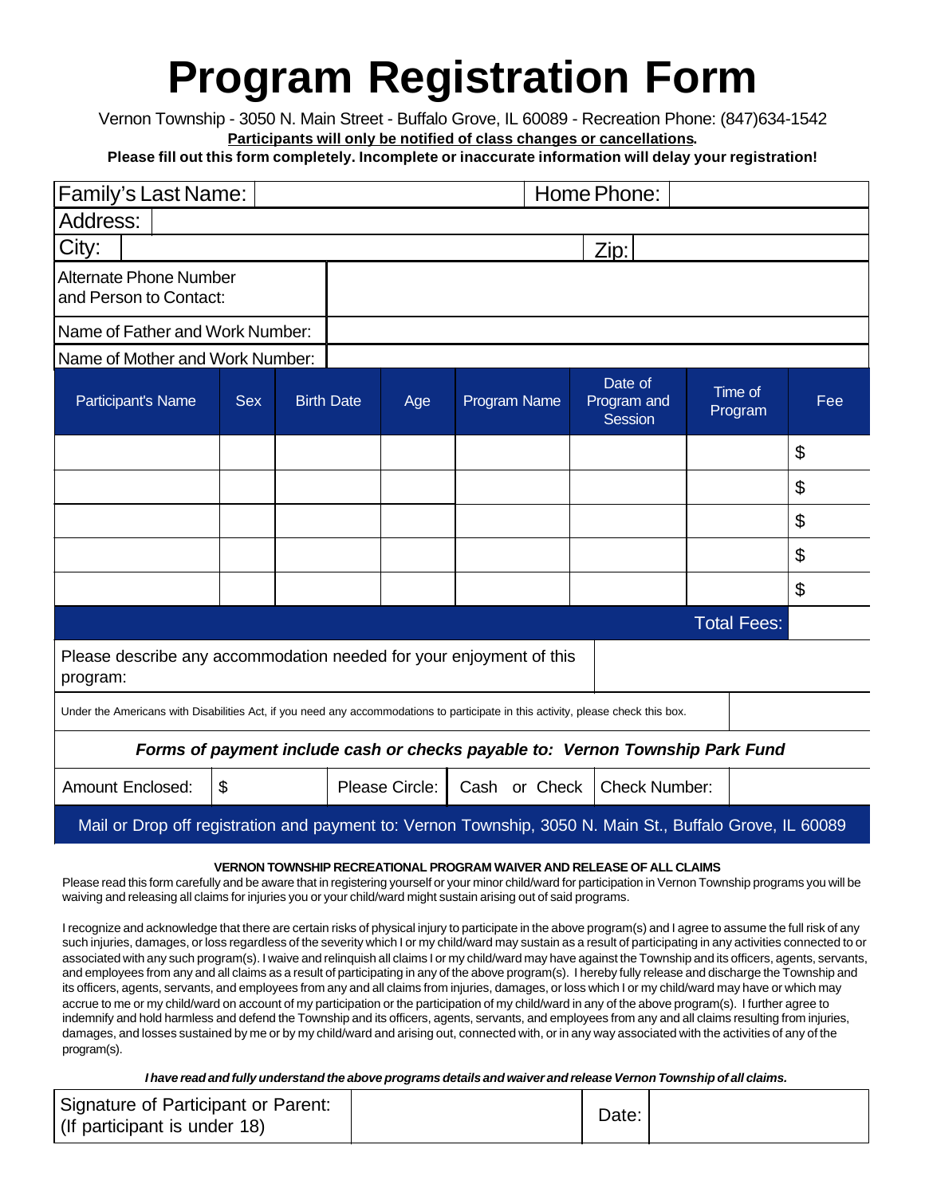# Program Registration Form

Vernon Township - 3050 N. Main Street - Buffalo Grove, IL 60089 - Recreation Phone: (847)634-1542

**Participants will only be notified of class changes or cancellations.**

**Please fill out this form completely. Incomplete or inaccurate information will delay your registration!**

| Family's Last Name: | | Home Phone: | |
|---|---|---|---|
| Address: | | | |
| City: | | Zip: | |
| Alternate Phone Number and Person to Contact: | | | |
| Name of Father and Work Number: | | | |
| Name of Mother and Work Number: | | | |

| Participant's Name | Sex | Birth Date | Age | Program Name | Date of Program and Session | Time of Program | Fee |
|---|---|---|---|---|---|---|---|
| | | | | | | | $ |
| | | | | | | | $ |
| | | | | | | | $ |
| | | | | | | | $ |
| | | | | | | | $ |
| | | | | | | Total Fees: | |

| Please describe any accommodation needed for your enjoyment of this program: | |
|---|---|
| Under the Americans with Disabilities Act, if you need any accommodations to participate in this activity, please check this box. | |

***Forms of payment include cash or checks payable to: Vernon Township Park Fund***

| Amount Enclosed: | $ | Please Circle: | Cash or Check | Check Number: | |
|---|---|---|---|---|---|

Mail or Drop off registration and payment to: Vernon Township, 3050 N. Main St., Buffalo Grove, IL 60089

**VERNON TOWNSHIP RECREATIONAL PROGRAM WAIVER AND RELEASE OF ALL CLAIMS**

Please read this form carefully and be aware that in registering yourself or your minor child/ward for participation in Vernon Township programs you will be waiving and releasing all claims for injuries you or your child/ward might sustain arising out of said programs.

I recognize and acknowledge that there are certain risks of physical injury to participate in the above program(s) and I agree to assume the full risk of any such injuries, damages, or loss regardless of the severity which I or my child/ward may sustain as a result of participating in any activities connected to or associated with any such program(s). I waive and relinquish all claims I or my child/ward may have against the Township and its officers, agents, servants, and employees from any and all claims as a result of participating in any of the above program(s). I hereby fully release and discharge the Township and its officers, agents, servants, and employees from any and all claims from injuries, damages, or loss which I or my child/ward may have or which may accrue to me or my child/ward on account of my participation or the participation of my child/ward in any of the above program(s). I further agree to indemnify and hold harmless and defend the Township and its officers, agents, servants, and employees from any and all claims resulting from injuries, damages, and losses sustained by me or by my child/ward and arising out, connected with, or in any way associated with the activities of any of the program(s).

***I have read and fully understand the above programs details and waiver and release Vernon Township of all claims.***

| Signature of Participant or Parent: (If participant is under 18) | | Date: | |
|---|---|---|---|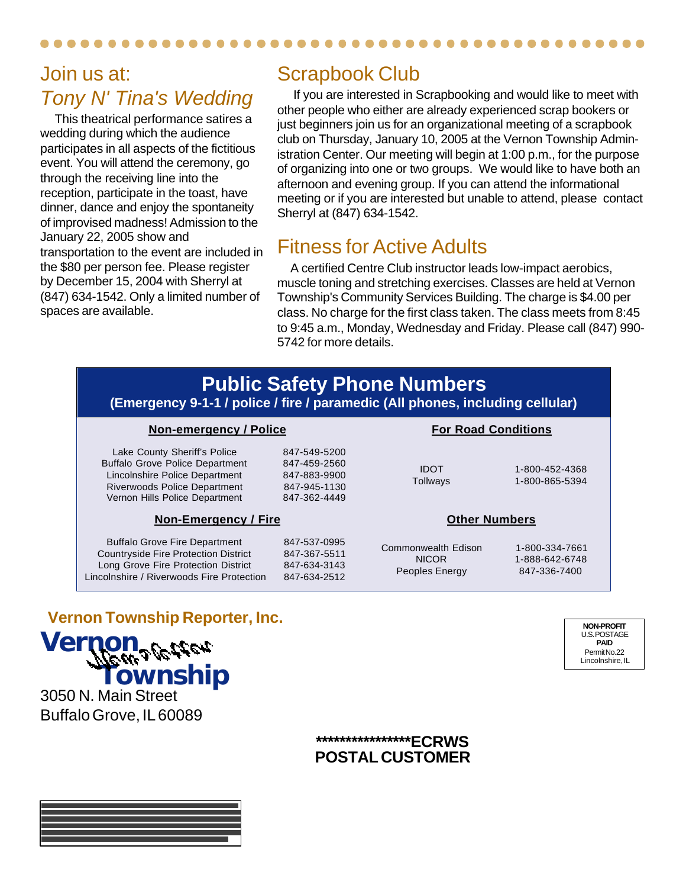## Join us at: *Tony N' Tina's Wedding*

This theatrical performance satires a wedding during which the audience participates in all aspects of the fictitious event. You will attend the ceremony, go through the receiving line into the reception, participate in the toast, have dinner, dance and enjoy the spontaneity of improvised madness! Admission to the January 22, 2005 show and transportation to the event are included in the $80 per person fee. Please register by December 15, 2004 with Sherryl at (847) 634-1542. Only a limited number of spaces are available.

## Scrapbook Club

If you are interested in Scrapbooking and would like to meet with other people who either are already experienced scrap bookers or just beginners join us for an organizational meeting of a scrapbook club on Thursday, January 10, 2005 at the Vernon Township Administration Center. Our meeting will begin at 1:00 p.m., for the purpose of organizing into one or two groups. We would like to have both an afternoon and evening group. If you can attend the informational meeting or if you are interested but unable to attend, please contact Sherryl at (847) 634-1542.

## Fitness for Active Adults

A certified Centre Club instructor leads low-impact aerobics, muscle toning and stretching exercises. Classes are held at Vernon Township's Community Services Building. The charge is $4.00 per class. No charge for the first class taken. The class meets from 8:45 to 9:45 a.m., Monday, Wednesday and Friday. Please call (847) 990-5742 for more details.

## Public Safety Phone Numbers

**(Emergency 9-1-1 / police / fire / paramedic (All phones, including cellular)**

**Non-emergency / Police**

| | |
|---|---|
| Lake County Sheriff's Police | 847-549-5200 |
| Buffalo Grove Police Department | 847-459-2560 |
| Lincolnshire Police Department | 847-883-9900 |
| Riverwoods Police Department | 847-945-1130 |
| Vernon Hills Police Department | 847-362-4449 |

**Non-Emergency / Fire**

| | |
|---|---|
| Buffalo Grove Fire Department | 847-537-0995 |
| Countryside Fire Protection District | 847-367-5511 |
| Long Grove Fire Protection District | 847-634-3143 |
| Lincolnshire / Riverwoods Fire Protection | 847-634-2512 |

**For Road Conditions**

| | |
|---|---|
| IDOT | 1-800-452-4368 |
| Tollways | 1-800-865-5394 |

**Other Numbers**

| | |
|---|---|
| Commonwealth Edison | 1-800-334-7661 |
| NICOR | 1-888-642-6748 |
| Peoples Energy | 847-336-7400 |

**Vernon Township Reporter, Inc.**

Vernon Township

3050 N. Main Street
Buffalo Grove, IL 60089

NON-PROFIT
U.S. POSTAGE
PAID
Permit No. 22
Lincolnshire, IL

****************ECRWS
POSTAL CUSTOMER